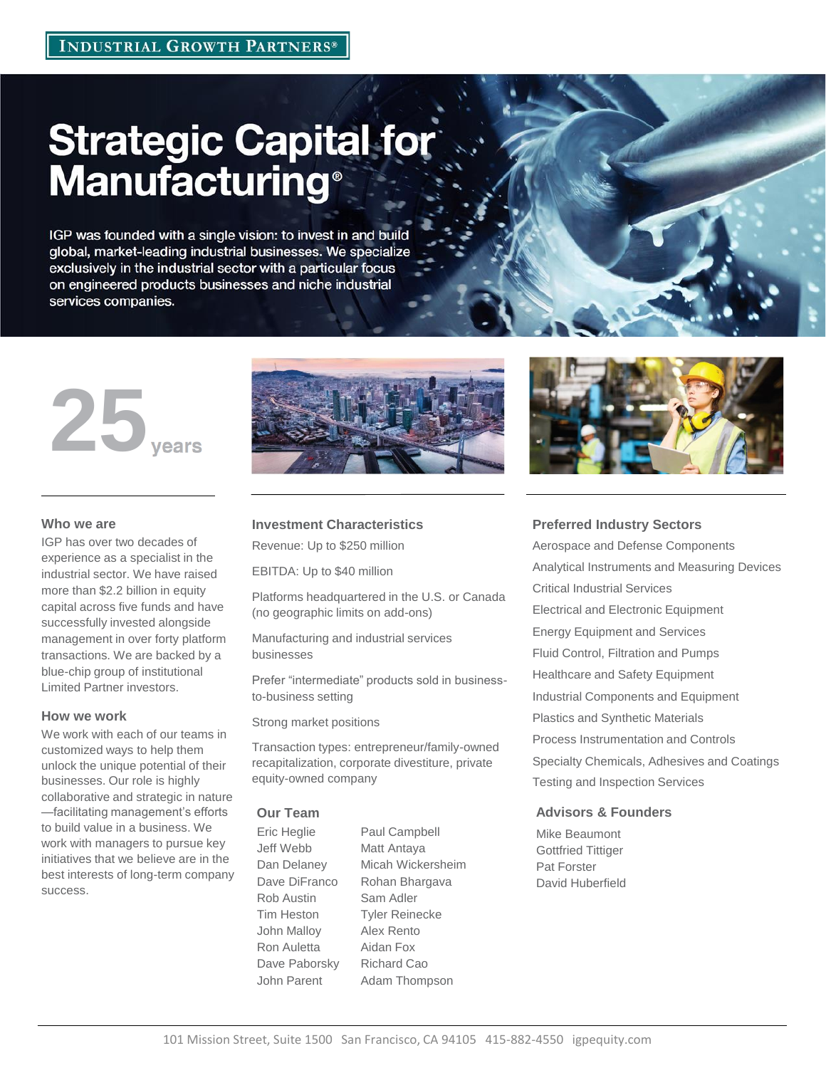INDUSTRIAL GROWTH PARTNERS®

# Strategic Capital for Manufacturing®

IGP was founded with a single vision: to invest in and build global, market-leading industrial businesses. We specialize exclusively in the industrial sector with a particular focus on engineered products businesses and niche industrial services companies.

**25** years

### Who we are

IGP has over two decades of experience as a specialist in the industrial sector. We have raised more than $2.2 billion in equity capital across five funds and have successfully invested alongside management in over forty platform transactions. We are backed by a blue-chip group of institutional Limited Partner investors.

### How we work

We work with each of our teams in customized ways to help them unlock the unique potential of their businesses. Our role is highly collaborative and strategic in nature—facilitating management's efforts to build value in a business. We work with managers to pursue key initiatives that we believe are in the best interests of long-term company success.

### Investment Characteristics

Revenue: Up to $250 million

EBITDA: Up to $40 million

Platforms headquartered in the U.S. or Canada (no geographic limits on add-ons)

Manufacturing and industrial services businesses

Prefer "intermediate" products sold in business-to-business setting

Strong market positions

Transaction types: entrepreneur/family-owned recapitalization, corporate divestiture, private equity-owned company

### Our Team

- Eric Heglie
- Jeff Webb
- Dan Delaney
- Dave DiFranco
- Rob Austin
- Tim Heston
- John Malloy
- Ron Auletta
- Dave Paborsky
- John Parent
- Paul Campbell
- Matt Antaya
- Micah Wickersheim
- Rohan Bhargava
- Sam Adler
- Tyler Reinecke
- Alex Rento
- Aidan Fox
- Richard Cao
- Adam Thompson

### Preferred Industry Sectors

- Aerospace and Defense Components
- Analytical Instruments and Measuring Devices
- Critical Industrial Services
- Electrical and Electronic Equipment
- Energy Equipment and Services
- Fluid Control, Filtration and Pumps
- Healthcare and Safety Equipment
- Industrial Components and Equipment
- Plastics and Synthetic Materials
- Process Instrumentation and Controls
- Specialty Chemicals, Adhesives and Coatings
- Testing and Inspection Services

### Advisors & Founders

- Mike Beaumont
- Gottfried Tittiger
- Pat Forster
- David Huberfield

101 Mission Street, Suite 1500 San Francisco, CA 94105 415-882-4550 igpequity.com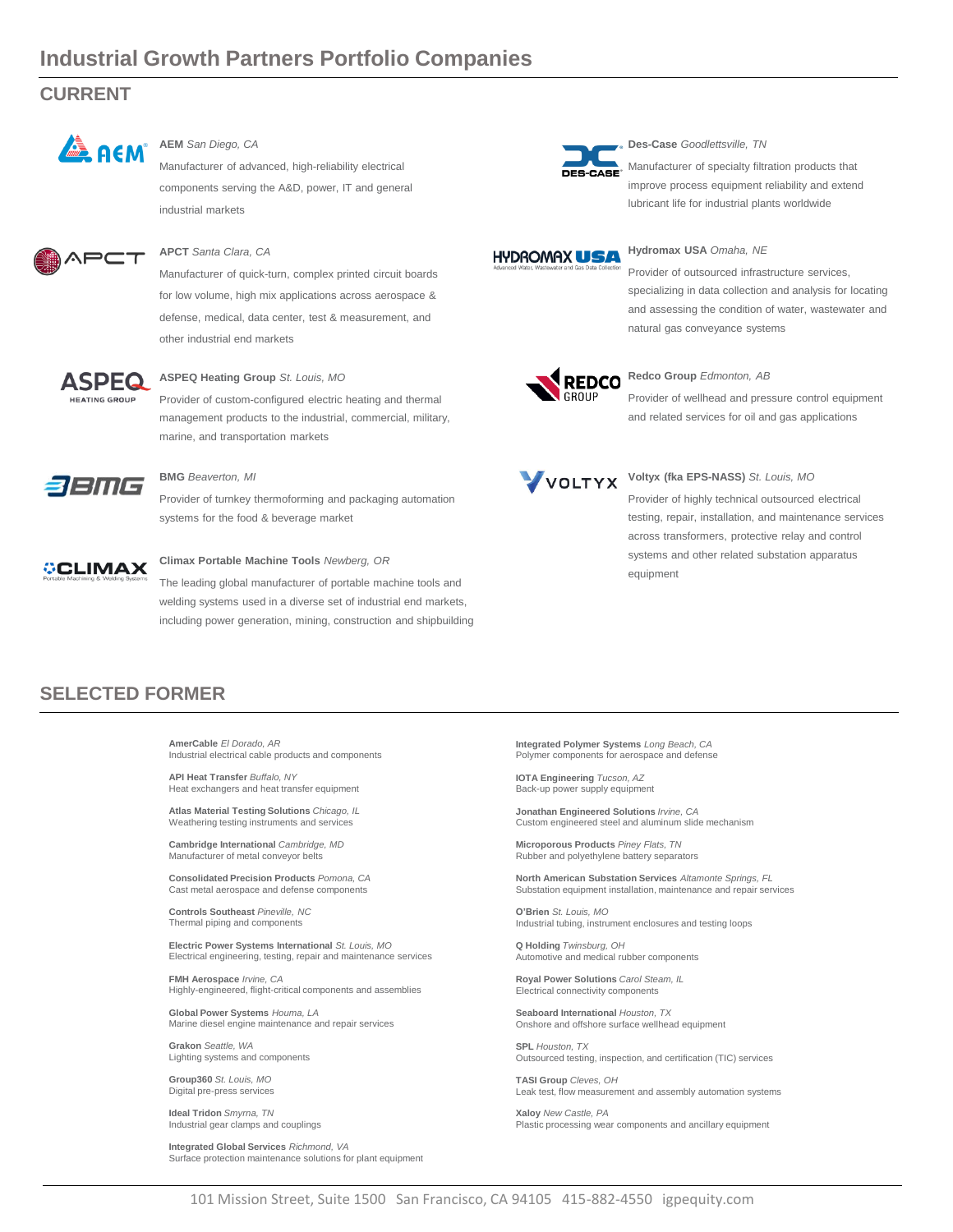# Industrial Growth Partners Portfolio Companies

## CURRENT

**AEM** *San Diego, CA*
Manufacturer of advanced, high-reliability electrical components serving the A&D, power, IT and general industrial markets

**APCT** *Santa Clara, CA*
Manufacturer of quick-turn, complex printed circuit boards for low volume, high mix applications across aerospace & defense, medical, data center, test & measurement, and other industrial end markets

**ASPEQ Heating Group** *St. Louis, MO*
Provider of custom-configured electric heating and thermal management products to the industrial, commercial, military, marine, and transportation markets

**BMG** *Beaverton, MI*
Provider of turnkey thermoforming and packaging automation systems for the food & beverage market

**Climax Portable Machine Tools** *Newberg, OR*
The leading global manufacturer of portable machine tools and welding systems used in a diverse set of industrial end markets, including power generation, mining, construction and shipbuilding

**Des-Case** *Goodlettsville, TN*
Manufacturer of specialty filtration products that improve process equipment reliability and extend lubricant life for industrial plants worldwide

**Hydromax USA** *Omaha, NE*
Provider of outsourced infrastructure services, specializing in data collection and analysis for locating and assessing the condition of water, wastewater and natural gas conveyance systems

**Redco Group** *Edmonton, AB*
Provider of wellhead and pressure control equipment and related services for oil and gas applications

**Voltyx (fka EPS-NASS)** *St. Louis, MO*
Provider of highly technical outsourced electrical testing, repair, installation, and maintenance services across transformers, protective relay and control systems and other related substation apparatus equipment

## SELECTED FORMER

**AmerCable** *El Dorado, AR*
Industrial electrical cable products and components

**API Heat Transfer** *Buffalo, NY*
Heat exchangers and heat transfer equipment

**Atlas Material Testing Solutions** *Chicago, IL*
Weathering testing instruments and services

**Cambridge International** *Cambridge, MD*
Manufacturer of metal conveyor belts

**Consolidated Precision Products** *Pomona, CA*
Cast metal aerospace and defense components

**Controls Southeast** *Pineville, NC*
Thermal piping and components

**Electric Power Systems International** *St. Louis, MO*
Electrical engineering, testing, repair and maintenance services

**FMH Aerospace** *Irvine, CA*
Highly-engineered, flight-critical components and assemblies

**Global Power Systems** *Houma, LA*
Marine diesel engine maintenance and repair services

**Grakon** *Seattle, WA*
Lighting systems and components

**Group360** *St. Louis, MO*
Digital pre-press services

**Ideal Tridon** *Smyrna, TN*
Industrial gear clamps and couplings

**Integrated Global Services** *Richmond, VA*
Surface protection maintenance solutions for plant equipment

**Integrated Polymer Systems** *Long Beach, CA*
Polymer components for aerospace and defense

**IOTA Engineering** *Tucson, AZ*
Back-up power supply equipment

**Jonathan Engineered Solutions** *Irvine, CA*
Custom engineered steel and aluminum slide mechanism

**Microporous Products** *Piney Flats, TN*
Rubber and polyethylene battery separators

**North American Substation Services** *Altamonte Springs, FL*
Substation equipment installation, maintenance and repair services

**O'Brien** *St. Louis, MO*
Industrial tubing, instrument enclosures and testing loops

**Q Holding** *Twinsburg, OH*
Automotive and medical rubber components

**Royal Power Solutions** *Carol Steam, IL*
Electrical connectivity components

**Seaboard International** *Houston, TX*
Onshore and offshore surface wellhead equipment

**SPL** *Houston, TX*
Outsourced testing, inspection, and certification (TIC) services

**TASI Group** *Cleves, OH*
Leak test, flow measurement and assembly automation systems

**Xaloy** *New Castle, PA*
Plastic processing wear components and ancillary equipment

101 Mission Street, Suite 1500 San Francisco, CA 94105 415-882-4550 igpequity.com